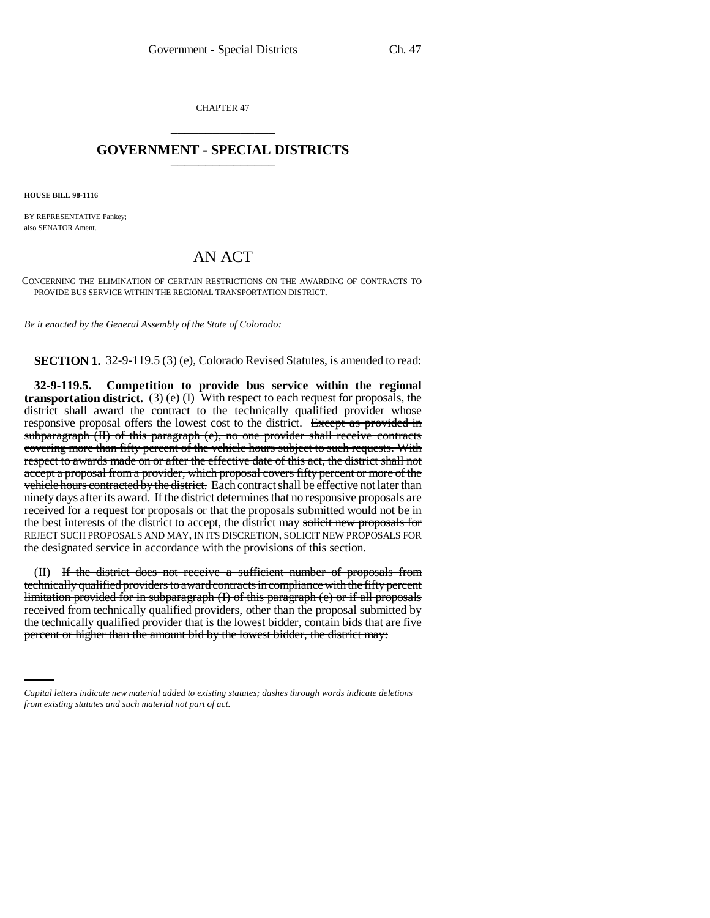CHAPTER 47

# GOVERNMENT - SPECIAL DISTRICTS

**HOUSE BILL 98-1116**

BY REPRESENTATIVE Pankey;
also SENATOR Ament.

# AN ACT

CONCERNING THE ELIMINATION OF CERTAIN RESTRICTIONS ON THE AWARDING OF CONTRACTS TO PROVIDE BUS SERVICE WITHIN THE REGIONAL TRANSPORTATION DISTRICT.

*Be it enacted by the General Assembly of the State of Colorado:*

**SECTION 1.** 32-9-119.5 (3) (e), Colorado Revised Statutes, is amended to read:

**32-9-119.5. Competition to provide bus service within the regional transportation district.** (3) (e) (I) With respect to each request for proposals, the district shall award the contract to the technically qualified provider whose responsive proposal offers the lowest cost to the district. ~~Except as provided in subparagraph (II) of this paragraph (e), no one provider shall receive contracts covering more than fifty percent of the vehicle hours subject to such requests. With respect to awards made on or after the effective date of this act, the district shall not accept a proposal from a provider, which proposal covers fifty percent or more of the vehicle hours contracted by the district.~~ Each contract shall be effective not later than ninety days after its award. If the district determines that no responsive proposals are received for a request for proposals or that the proposals submitted would not be in the best interests of the district to accept, the district may ~~solicit new proposals for~~ REJECT SUCH PROPOSALS AND MAY, IN ITS DISCRETION, SOLICIT NEW PROPOSALS FOR the designated service in accordance with the provisions of this section.

(II) ~~If the district does not receive a sufficient number of proposals from technically qualified providers to award contracts in compliance with the fifty percent limitation provided for in subparagraph (I) of this paragraph (e) or if all proposals received from technically qualified providers, other than the proposal submitted by the technically qualified provider that is the lowest bidder, contain bids that are five percent or higher than the amount bid by the lowest bidder, the district may:~~

*Capital letters indicate new material added to existing statutes; dashes through words indicate deletions from existing statutes and such material not part of act.*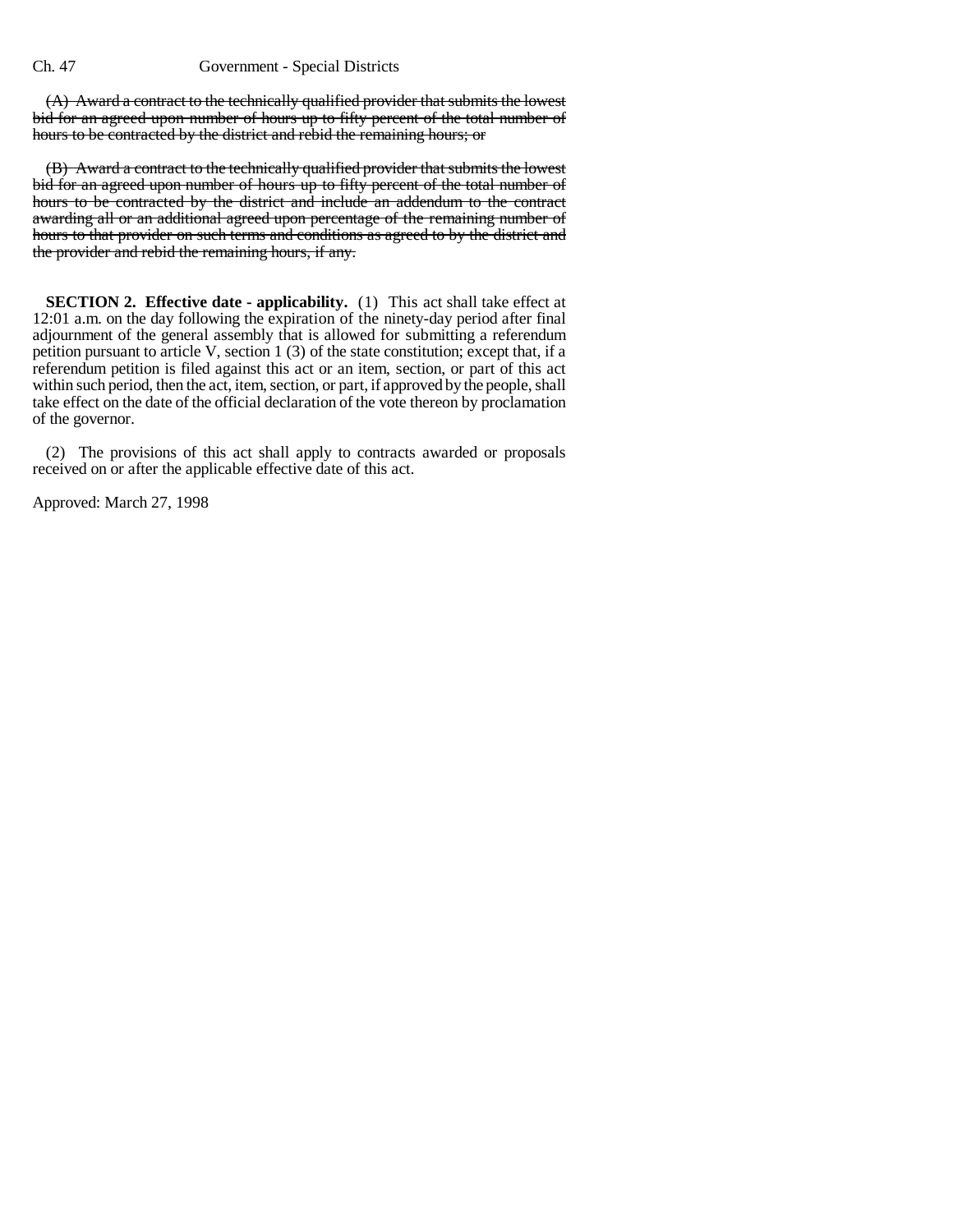~~(A) Award a contract to the technically qualified provider that submits the lowest bid for an agreed upon number of hours up to fifty percent of the total number of hours to be contracted by the district and rebid the remaining hours; or~~

~~(B) Award a contract to the technically qualified provider that submits the lowest bid for an agreed upon number of hours up to fifty percent of the total number of hours to be contracted by the district and include an addendum to the contract awarding all or an additional agreed upon percentage of the remaining number of hours to that provider on such terms and conditions as agreed to by the district and the provider and rebid the remaining hours, if any.~~

**SECTION 2. Effective date - applicability.** (1) This act shall take effect at 12:01 a.m. on the day following the expiration of the ninety-day period after final adjournment of the general assembly that is allowed for submitting a referendum petition pursuant to article V, section 1 (3) of the state constitution; except that, if a referendum petition is filed against this act or an item, section, or part of this act within such period, then the act, item, section, or part, if approved by the people, shall take effect on the date of the official declaration of the vote thereon by proclamation of the governor.

(2) The provisions of this act shall apply to contracts awarded or proposals received on or after the applicable effective date of this act.

Approved: March 27, 1998